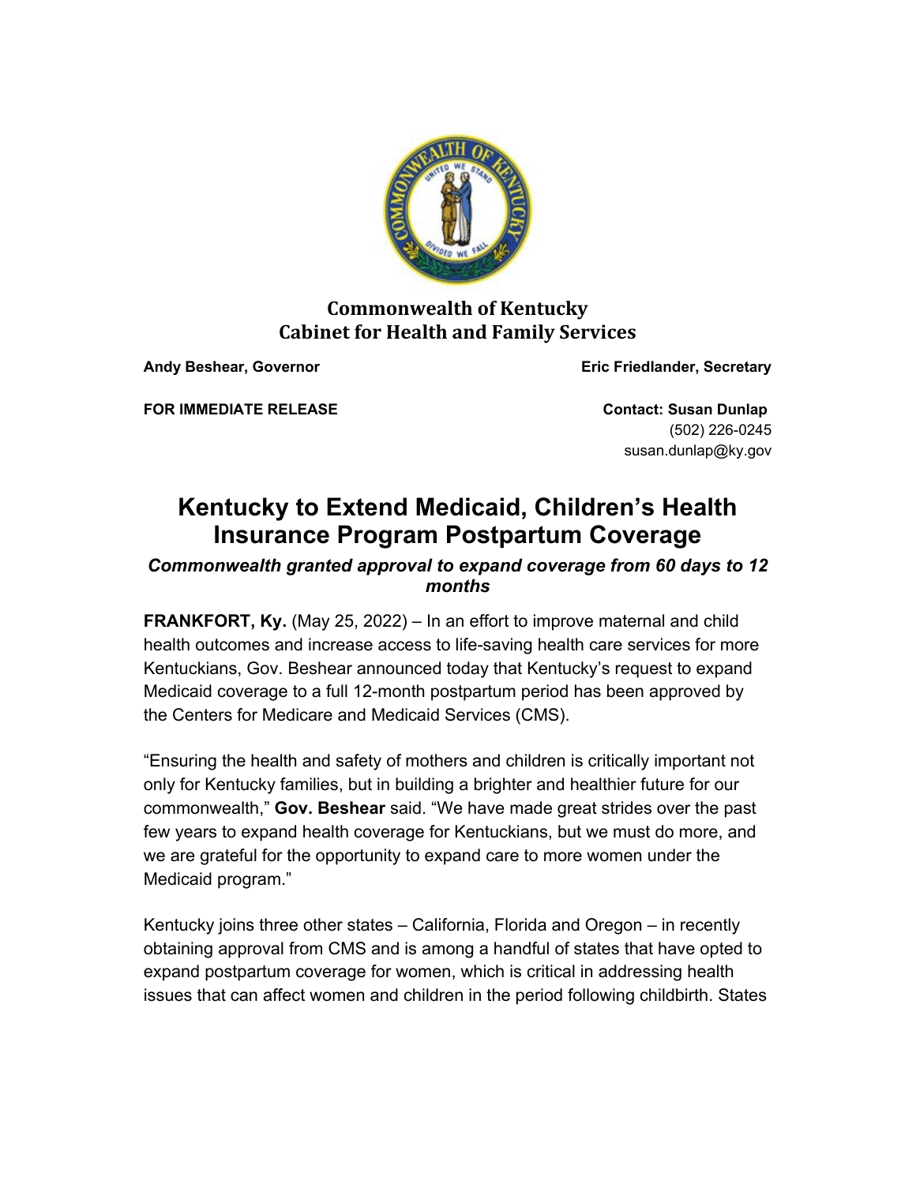**Commonwealth of Kentucky**
**Cabinet for Health and Family Services**

**Andy Beshear, Governor** | **Eric Friedlander, Secretary**

**FOR IMMEDIATE RELEASE**

**Contact: Susan Dunlap**
(502) 226-0245
susan.dunlap@ky.gov

# Kentucky to Extend Medicaid, Children's Health Insurance Program Postpartum Coverage

***Commonwealth granted approval to expand coverage from 60 days to 12 months***

**FRANKFORT, Ky.** (May 25, 2022) – In an effort to improve maternal and child health outcomes and increase access to life-saving health care services for more Kentuckians, Gov. Beshear announced today that Kentucky's request to expand Medicaid coverage to a full 12-month postpartum period has been approved by the Centers for Medicare and Medicaid Services (CMS).

"Ensuring the health and safety of mothers and children is critically important not only for Kentucky families, but in building a brighter and healthier future for our commonwealth," **Gov. Beshear** said. "We have made great strides over the past few years to expand health coverage for Kentuckians, but we must do more, and we are grateful for the opportunity to expand care to more women under the Medicaid program."

Kentucky joins three other states – California, Florida and Oregon – in recently obtaining approval from CMS and is among a handful of states that have opted to expand postpartum coverage for women, which is critical in addressing health issues that can affect women and children in the period following childbirth. States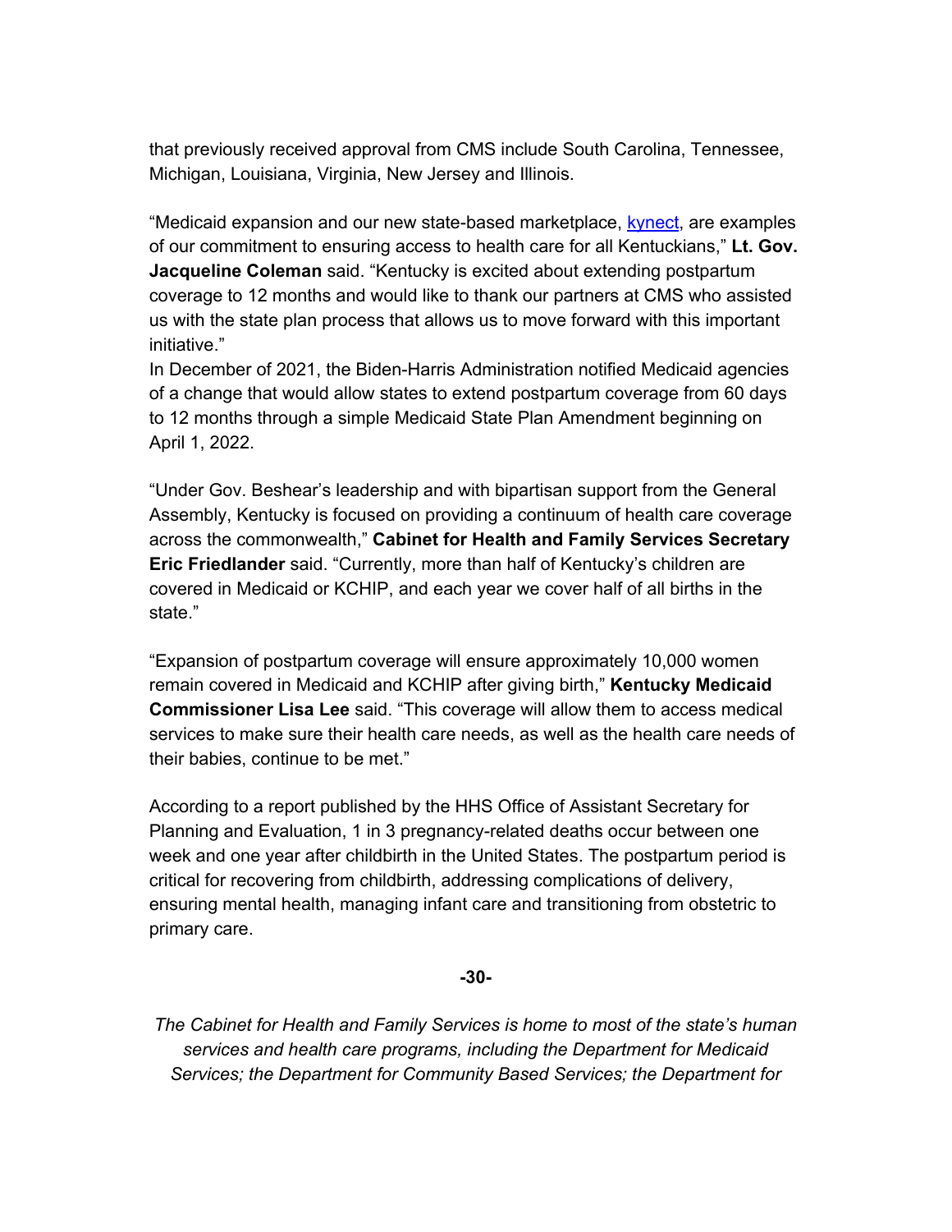that previously received approval from CMS include South Carolina, Tennessee, Michigan, Louisiana, Virginia, New Jersey and Illinois.

"Medicaid expansion and our new state-based marketplace, [kynect](), are examples of our commitment to ensuring access to health care for all Kentuckians," **Lt. Gov. Jacqueline Coleman** said. "Kentucky is excited about extending postpartum coverage to 12 months and would like to thank our partners at CMS who assisted us with the state plan process that allows us to move forward with this important initiative."

In December of 2021, the Biden-Harris Administration notified Medicaid agencies of a change that would allow states to extend postpartum coverage from 60 days to 12 months through a simple Medicaid State Plan Amendment beginning on April 1, 2022.

"Under Gov. Beshear's leadership and with bipartisan support from the General Assembly, Kentucky is focused on providing a continuum of health care coverage across the commonwealth," **Cabinet for Health and Family Services Secretary Eric Friedlander** said. "Currently, more than half of Kentucky's children are covered in Medicaid or KCHIP, and each year we cover half of all births in the state."

"Expansion of postpartum coverage will ensure approximately 10,000 women remain covered in Medicaid and KCHIP after giving birth," **Kentucky Medicaid Commissioner Lisa Lee** said. "This coverage will allow them to access medical services to make sure their health care needs, as well as the health care needs of their babies, continue to be met."

According to a report published by the HHS Office of Assistant Secretary for Planning and Evaluation, 1 in 3 pregnancy-related deaths occur between one week and one year after childbirth in the United States. The postpartum period is critical for recovering from childbirth, addressing complications of delivery, ensuring mental health, managing infant care and transitioning from obstetric to primary care.

**-30-**

*The Cabinet for Health and Family Services is home to most of the state's human services and health care programs, including the Department for Medicaid Services; the Department for Community Based Services; the Department for*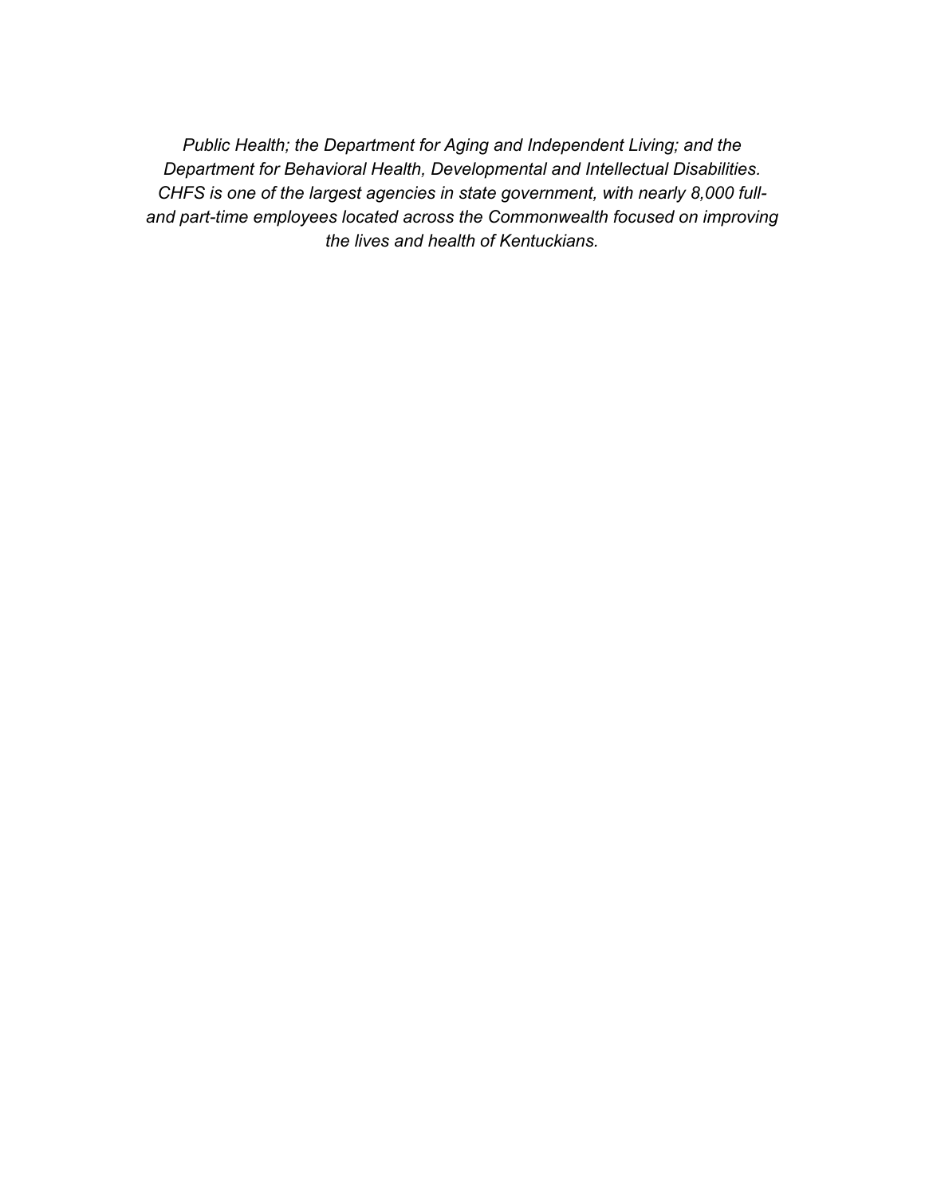*Public Health; the Department for Aging and Independent Living; and the Department for Behavioral Health, Developmental and Intellectual Disabilities. CHFS is one of the largest agencies in state government, with nearly 8,000 full- and part-time employees located across the Commonwealth focused on improving the lives and health of Kentuckians.*